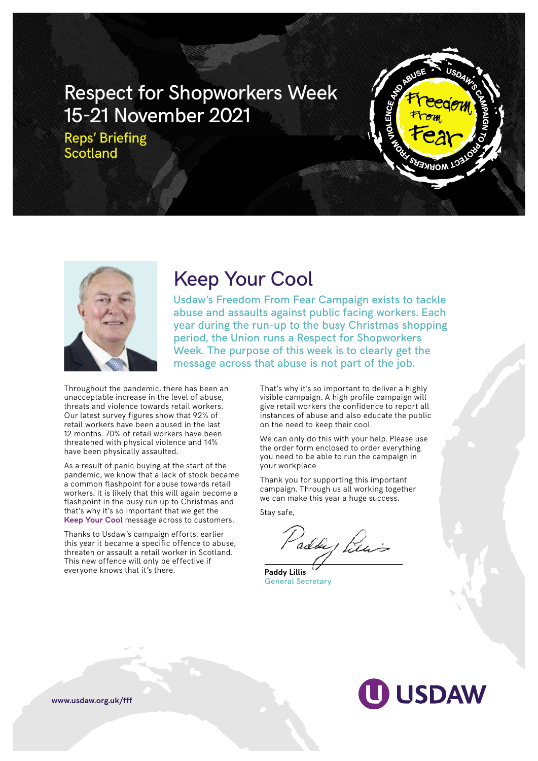# Respect for Shopworkers Week 15-21 November 2021

Reps' Briefing
Scotland

## Keep Your Cool

Usdaw's Freedom From Fear Campaign exists to tackle abuse and assaults against public facing workers. Each year during the run-up to the busy Christmas shopping period, the Union runs a Respect for Shopworkers Week. The purpose of this week is to clearly get the message across that abuse is not part of the job.

Throughout the pandemic, there has been an unacceptable increase in the level of abuse, threats and violence towards retail workers. Our latest survey figures show that 92% of retail workers have been abused in the last 12 months. 70% of retail workers have been threatened with physical violence and 14% have been physically assaulted.

As a result of panic buying at the start of the pandemic, we know that a lack of stock became a common flashpoint for abuse towards retail workers. It is likely that this will again become a flashpoint in the busy run up to Christmas and that's why it's so important that we get the **Keep Your Cool** message across to customers.

Thanks to Usdaw's campaign efforts, earlier this year it became a specific offence to abuse, threaten or assault a retail worker in Scotland. This new offence will only be effective if everyone knows that it's there.

That's why it's so important to deliver a highly visible campaign. A high profile campaign will give retail workers the confidence to report all instances of abuse and also educate the public on the need to keep their cool.

We can only do this with your help. Please use the order form enclosed to order everything you need to be able to run the campaign in your workplace

Thank you for supporting this important campaign. Through us all working together we can make this year a huge success.

Stay safe,

**Paddy Lillis**
General Secretary

www.usdaw.org.uk/fff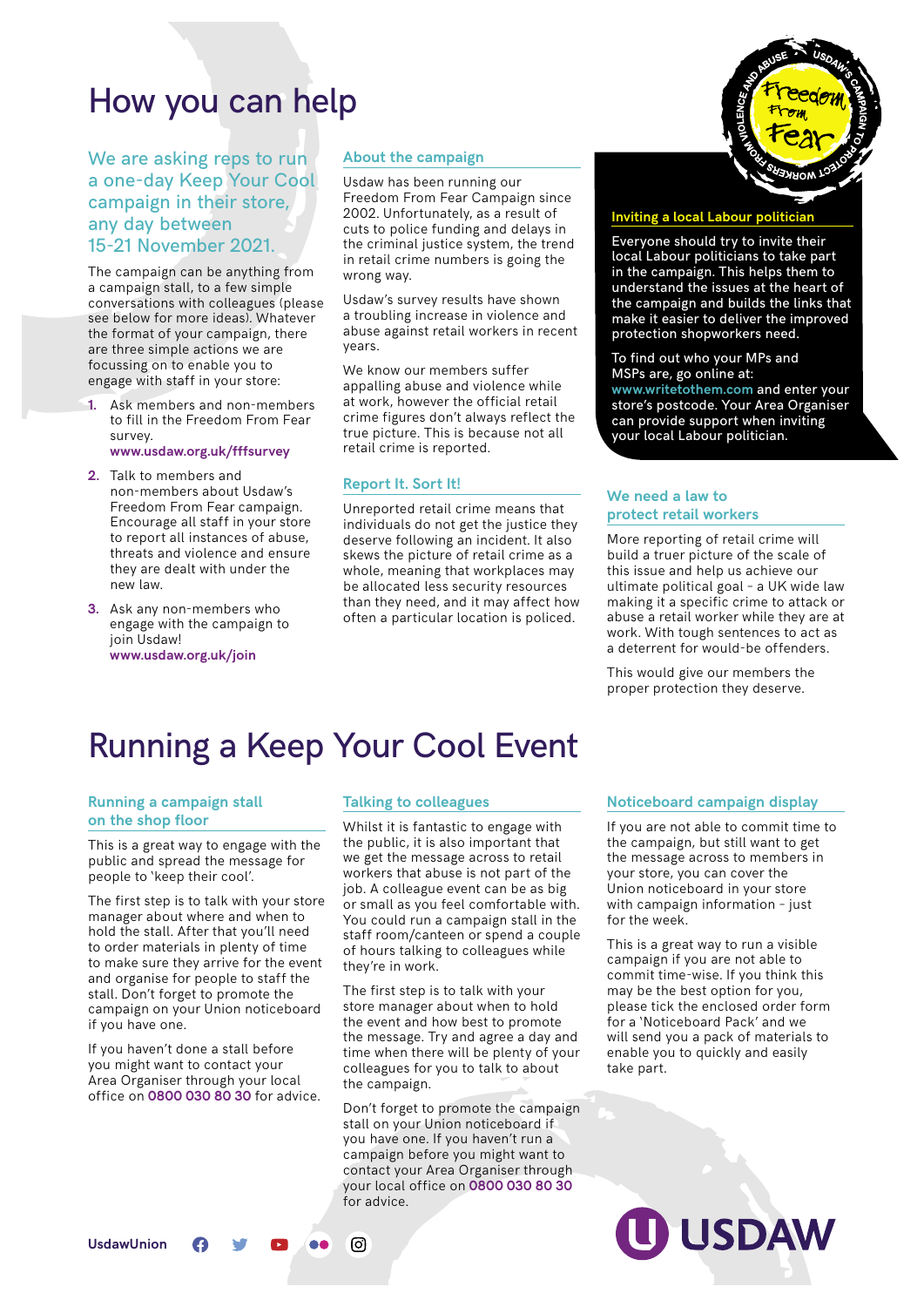# How you can help

We are asking reps to run a one-day Keep Your Cool campaign in their store, any day between 15-21 November 2021.

The campaign can be anything from a campaign stall, to a few simple conversations with colleagues (please see below for more ideas). Whatever the format of your campaign, there are three simple actions we are focussing on to enable you to engage with staff in your store:

1. Ask members and non-members to fill in the Freedom From Fear survey. **www.usdaw.org.uk/fffsurvey**
2. Talk to members and non-members about Usdaw's Freedom From Fear campaign. Encourage all staff in your store to report all instances of abuse, threats and violence and ensure they are dealt with under the new law.
3. Ask any non-members who engage with the campaign to join Usdaw! **www.usdaw.org.uk/join**

### About the campaign

Usdaw has been running our Freedom From Fear Campaign since 2002. Unfortunately, as a result of cuts to police funding and delays in the criminal justice system, the trend in retail crime numbers is going the wrong way.

Usdaw's survey results have shown a troubling increase in violence and abuse against retail workers in recent years.

We know our members suffer appalling abuse and violence while at work, however the official retail crime figures don't always reflect the true picture. This is because not all retail crime is reported.

### Report It. Sort It!

Unreported retail crime means that individuals do not get the justice they deserve following an incident. It also skews the picture of retail crime as a whole, meaning that workplaces may be allocated less security resources than they need, and it may affect how often a particular location is policed.

### Inviting a local Labour politician

Everyone should try to invite their local Labour politicians to take part in the campaign. This helps them to understand the issues at the heart of the campaign and builds the links that make it easier to deliver the improved protection shopworkers need.

To find out who your MPs and MSPs are, go online at: **www.writetothem.com** and enter your store's postcode. Your Area Organiser can provide support when inviting your local Labour politician.

### We need a law to protect retail workers

More reporting of retail crime will build a truer picture of the scale of this issue and help us achieve our ultimate political goal – a UK wide law making it a specific crime to attack or abuse a retail worker while they are at work. With tough sentences to act as a deterrent for would-be offenders.

This would give our members the proper protection they deserve.

# Running a Keep Your Cool Event

### Running a campaign stall on the shop floor

This is a great way to engage with the public and spread the message for people to 'keep their cool'.

The first step is to talk with your store manager about where and when to hold the stall. After that you'll need to order materials in plenty of time to make sure they arrive for the event and organise for people to staff the stall. Don't forget to promote the campaign on your Union noticeboard if you have one.

If you haven't done a stall before you might want to contact your Area Organiser through your local office on **0800 030 80 30** for advice.

### Talking to colleagues

Whilst it is fantastic to engage with the public, it is also important that we get the message across to retail workers that abuse is not part of the job. A colleague event can be as big or small as you feel comfortable with. You could run a campaign stall in the staff room/canteen or spend a couple of hours talking to colleagues while they're in work.

The first step is to talk with your store manager about when to hold the event and how best to promote the message. Try and agree a day and time when there will be plenty of your colleagues for you to talk to about the campaign.

Don't forget to promote the campaign stall on your Union noticeboard if you have one. If you haven't run a campaign before you might want to contact your Area Organiser through your local office on **0800 030 80 30** for advice.

### Noticeboard campaign display

If you are not able to commit time to the campaign, but still want to get the message across to members in your store, you can cover the Union noticeboard in your store with campaign information – just for the week.

This is a great way to run a visible campaign if you are not able to commit time-wise. If you think this may be the best option for you, please tick the enclosed order form for a 'Noticeboard Pack' and we will send you a pack of materials to enable you to quickly and easily take part.

UsdawUnion